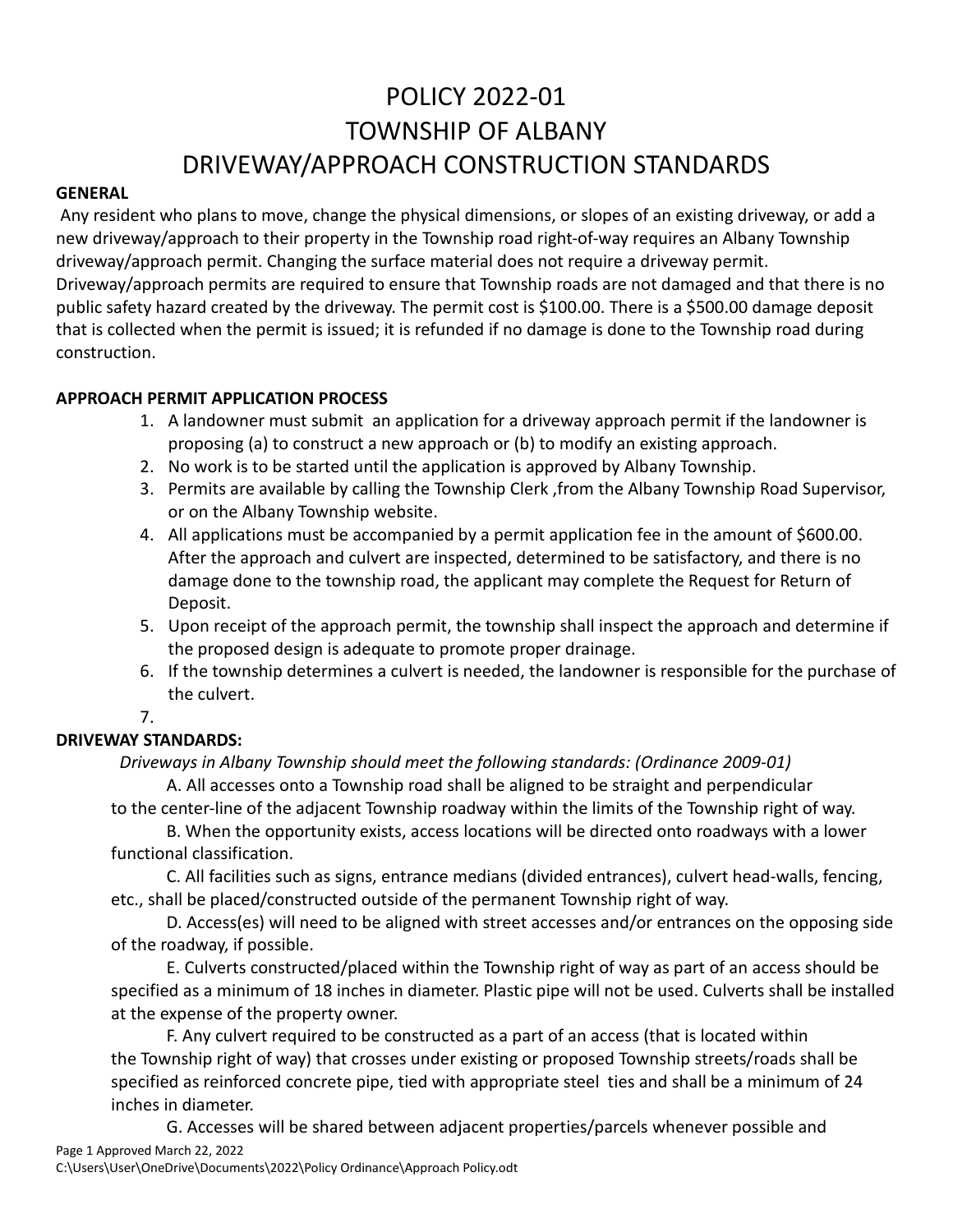# POLICY 2022-01
# TOWNSHIP OF ALBANY
# DRIVEWAY/APPROACH CONSTRUCTION STANDARDS

**GENERAL**

Any resident who plans to move, change the physical dimensions, or slopes of an existing driveway, or add a new driveway/approach to their property in the Township road right-of-way requires an Albany Township driveway/approach permit. Changing the surface material does not require a driveway permit. Driveway/approach permits are required to ensure that Township roads are not damaged and that there is no public safety hazard created by the driveway. The permit cost is $100.00. There is a $500.00 damage deposit that is collected when the permit is issued; it is refunded if no damage is done to the Township road during construction.

**APPROACH PERMIT APPLICATION PROCESS**

1. A landowner must submit an application for a driveway approach permit if the landowner is proposing (a) to construct a new approach or (b) to modify an existing approach.
2. No work is to be started until the application is approved by Albany Township.
3. Permits are available by calling the Township Clerk ,from the Albany Township Road Supervisor, or on the Albany Township website.
4. All applications must be accompanied by a permit application fee in the amount of $600.00. After the approach and culvert are inspected, determined to be satisfactory, and there is no damage done to the township road, the applicant may complete the Request for Return of Deposit.
5. Upon receipt of the approach permit, the township shall inspect the approach and determine if the proposed design is adequate to promote proper drainage.
6. If the township determines a culvert is needed, the landowner is responsible for the purchase of the culvert.
7.

**DRIVEWAY STANDARDS:**

*Driveways in Albany Township should meet the following standards: (Ordinance 2009-01)*

A. All accesses onto a Township road shall be aligned to be straight and perpendicular to the center-line of the adjacent Township roadway within the limits of the Township right of way.

B. When the opportunity exists, access locations will be directed onto roadways with a lower functional classification.

C. All facilities such as signs, entrance medians (divided entrances), culvert head-walls, fencing, etc., shall be placed/constructed outside of the permanent Township right of way.

D. Access(es) will need to be aligned with street accesses and/or entrances on the opposing side of the roadway, if possible.

E. Culverts constructed/placed within the Township right of way as part of an access should be specified as a minimum of 18 inches in diameter. Plastic pipe will not be used. Culverts shall be installed at the expense of the property owner.

F. Any culvert required to be constructed as a part of an access (that is located within the Township right of way) that crosses under existing or proposed Township streets/roads shall be specified as reinforced concrete pipe, tied with appropriate steel ties and shall be a minimum of 24 inches in diameter.

G. Accesses will be shared between adjacent properties/parcels whenever possible and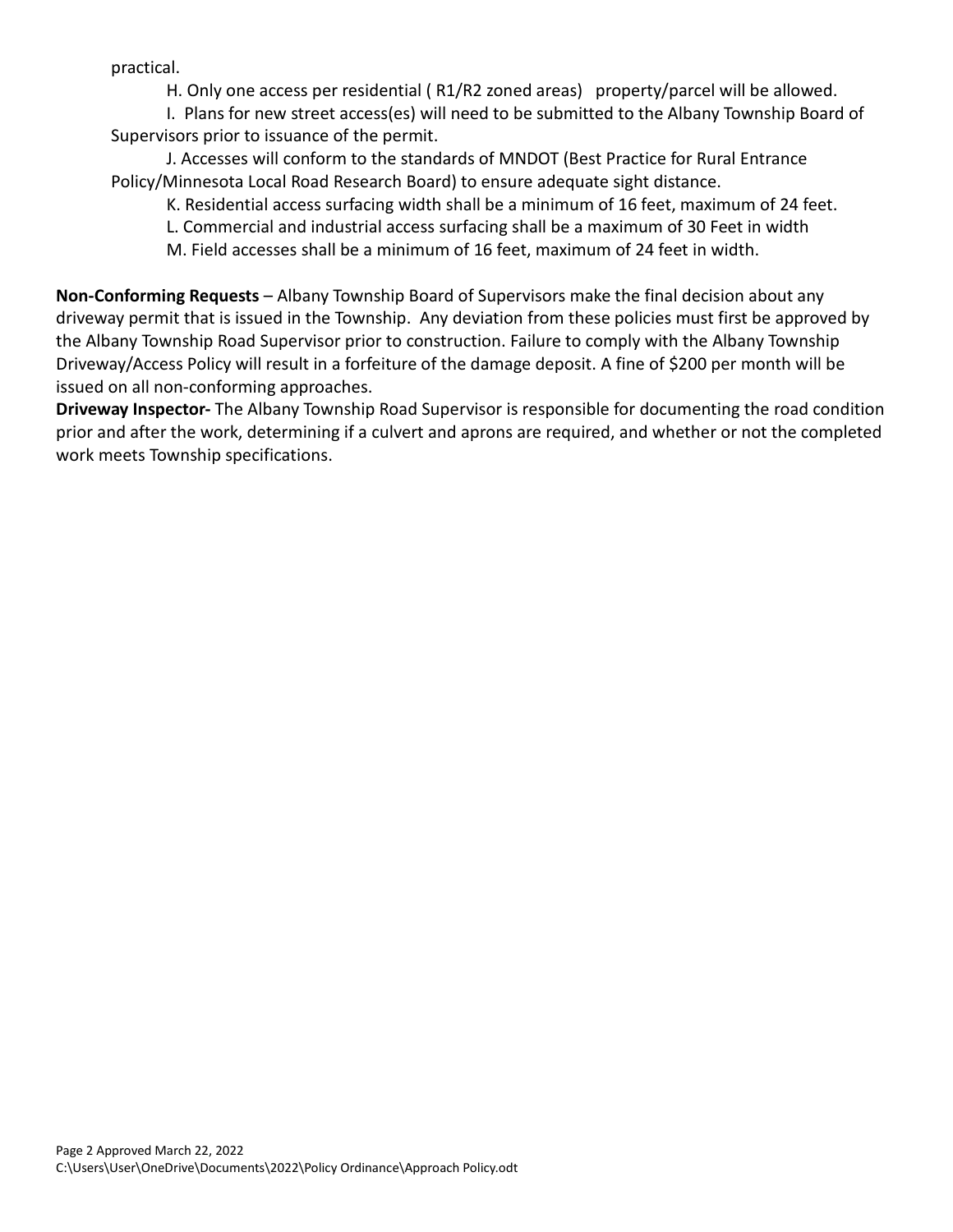practical.

H. Only one access per residential ( R1/R2 zoned areas) property/parcel will be allowed.

I. Plans for new street access(es) will need to be submitted to the Albany Township Board of Supervisors prior to issuance of the permit.

J. Accesses will conform to the standards of MNDOT (Best Practice for Rural Entrance Policy/Minnesota Local Road Research Board) to ensure adequate sight distance.

K. Residential access surfacing width shall be a minimum of 16 feet, maximum of 24 feet.

L. Commercial and industrial access surfacing shall be a maximum of 30 Feet in width

M. Field accesses shall be a minimum of 16 feet, maximum of 24 feet in width.

**Non-Conforming Requests** – Albany Township Board of Supervisors make the final decision about any driveway permit that is issued in the Township. Any deviation from these policies must first be approved by the Albany Township Road Supervisor prior to construction. Failure to comply with the Albany Township Driveway/Access Policy will result in a forfeiture of the damage deposit. A fine of $200 per month will be issued on all non-conforming approaches.

**Driveway Inspector-** The Albany Township Road Supervisor is responsible for documenting the road condition prior and after the work, determining if a culvert and aprons are required, and whether or not the completed work meets Township specifications.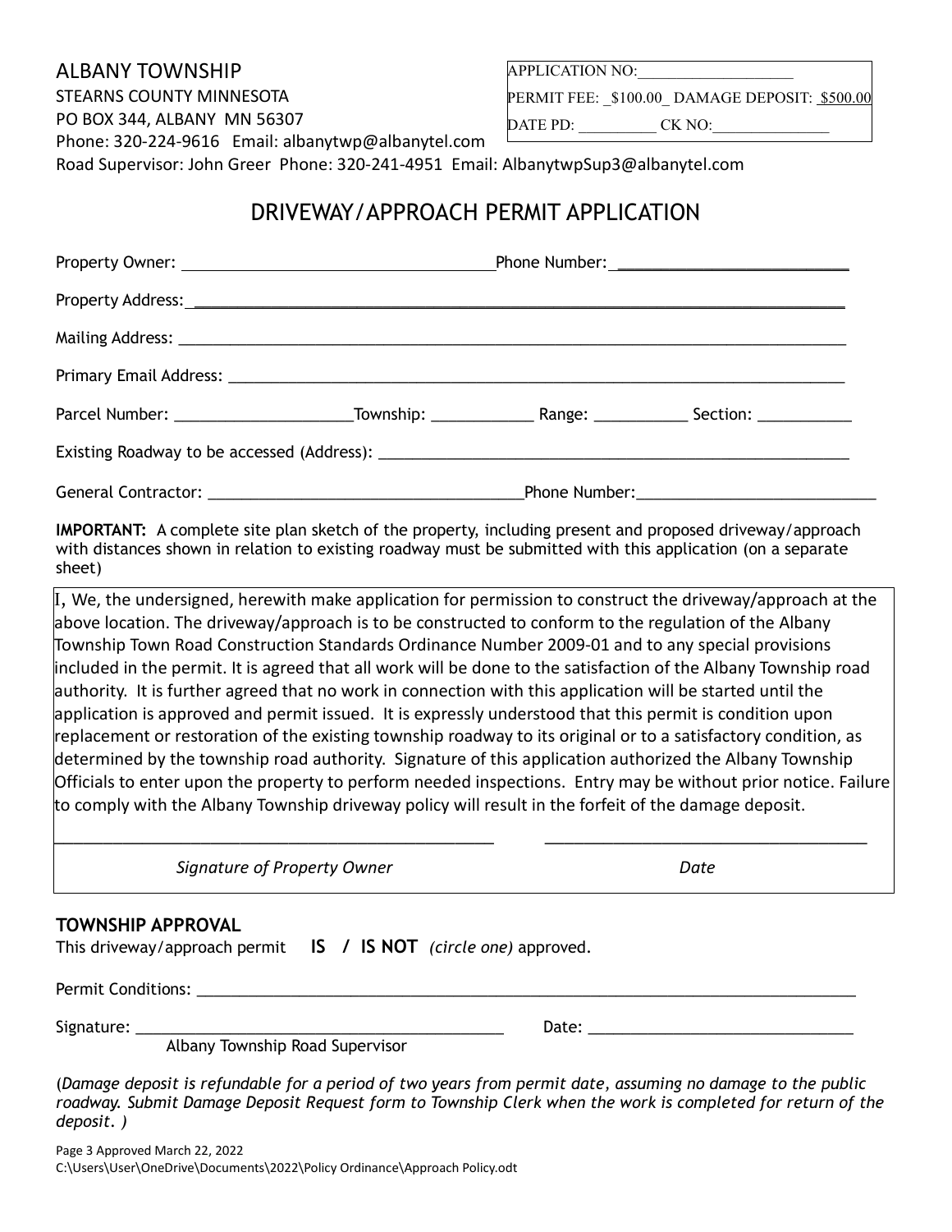ALBANY TOWNSHIP
STEARNS COUNTY MINNESOTA
PO BOX 344, ALBANY MN 56307
Phone: 320-224-9616 Email: albanytwp@albanytel.com
Road Supervisor: John Greer Phone: 320-241-4951 Email: AlbanytwpSup3@albanytel.com

APPLICATION NO:____________________
PERMIT FEE: _$100.00_ DAMAGE DEPOSIT: $500.00
DATE PD: __________ CK NO:_______________

# DRIVEWAY/APPROACH PERMIT APPLICATION

Property Owner: ____________________________________ Phone Number: __________________________

Property Address: ____________________________________________________________________________

Mailing Address: _____________________________________________________________________________

Primary Email Address: ________________________________________________________________________

Parcel Number: ____________________ Township: ____________ Range: ___________ Section: ___________

Existing Roadway to be accessed (Address): _________________________________________________________

General Contractor: ____________________________________ Phone Number: ___________________________

**IMPORTANT:** A complete site plan sketch of the property, including present and proposed driveway/approach with distances shown in relation to existing roadway must be submitted with this application (on a separate sheet)

I, We, the undersigned, herewith make application for permission to construct the driveway/approach at the above location. The driveway/approach is to be constructed to conform to the regulation of the Albany Township Town Road Construction Standards Ordinance Number 2009-01 and to any special provisions included in the permit. It is agreed that all work will be done to the satisfaction of the Albany Township road authority. It is further agreed that no work in connection with this application will be started until the application is approved and permit issued. It is expressly understood that this permit is condition upon replacement or restoration of the existing township roadway to its original or to a satisfactory condition, as determined by the township road authority. Signature of this application authorized the Albany Township Officials to enter upon the property to perform needed inspections. Entry may be without prior notice. Failure to comply with the Albany Township driveway policy will result in the forfeit of the damage deposit.

__________________________________________________ ____________________________________

*Signature of Property Owner* *Date*

**TOWNSHIP APPROVAL**

This driveway/approach permit **IS / IS NOT** *(circle one)* approved.

Permit Conditions: ____________________________________________________________________________

Signature: __________________________________________ Date: ______________________________
Albany Township Road Supervisor

(*Damage deposit is refundable for a period of two years from permit date, assuming no damage to the public roadway. Submit Damage Deposit Request form to Township Clerk when the work is completed for return of the deposit. )*

Page 3 Approved March 22, 2022
C:\Users\User\OneDrive\Documents\2022\Policy Ordinance\Approach Policy.odt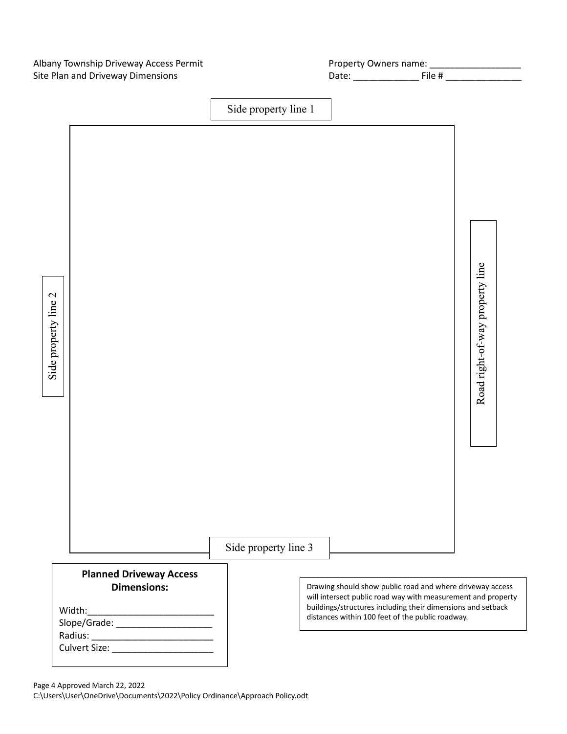Albany Township Driveway Access Permit
Site Plan and Driveway Dimensions

Property Owners name: __________________
Date: _____________ File # _______________

Side property line 1

Side property line 2

Road right-of-way property line

Side property line 3

**Planned Driveway Access Dimensions:**

Width:_________________________
Slope/Grade: ___________________
Radius: ________________________
Culvert Size: ____________________

Drawing should show public road and where driveway access will intersect public road way with measurement and property buildings/structures including their dimensions and setback distances within 100 feet of the public roadway.

Page 4 Approved March 22, 2022
C:\Users\User\OneDrive\Documents\2022\Policy Ordinance\Approach Policy.odt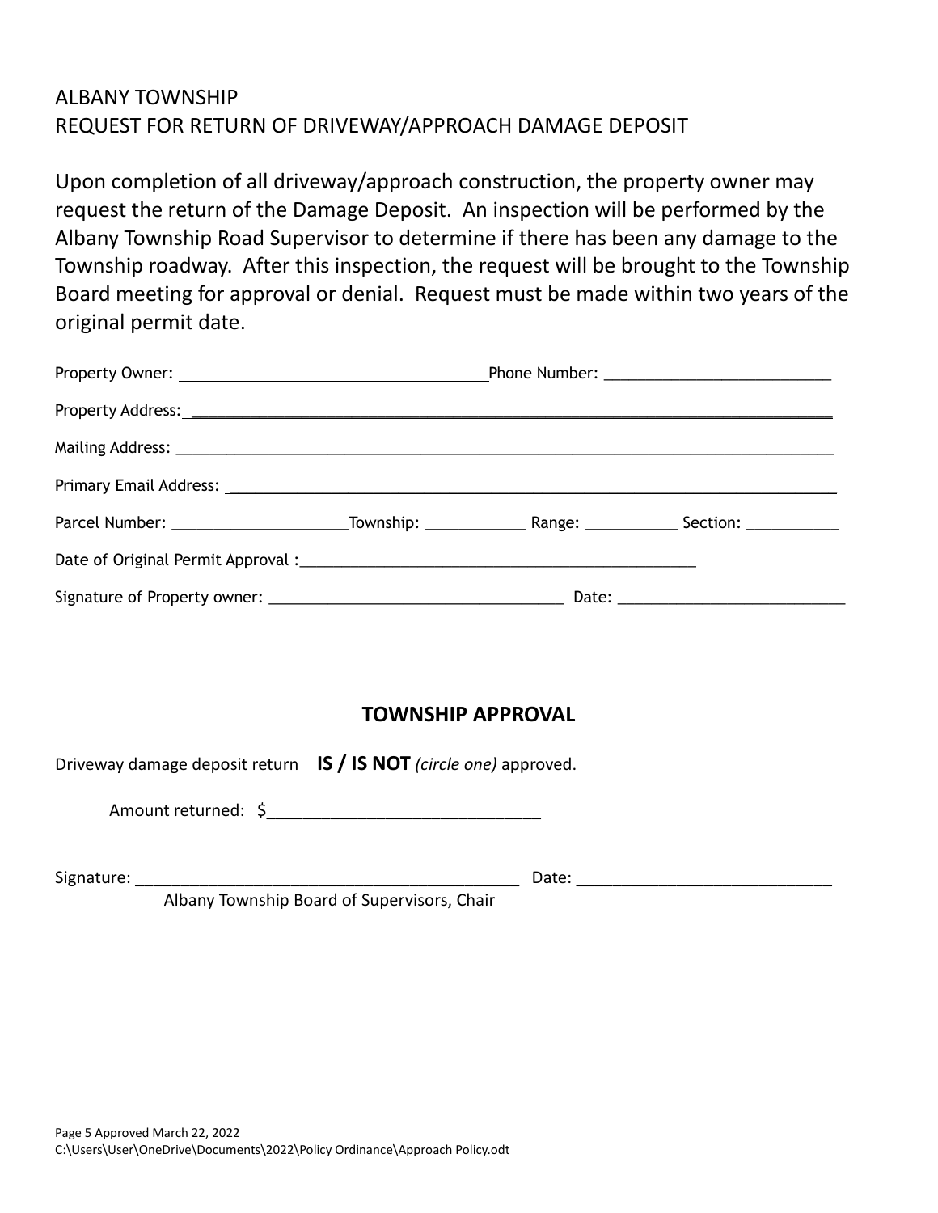ALBANY TOWNSHIP
REQUEST FOR RETURN OF DRIVEWAY/APPROACH DAMAGE DEPOSIT

Upon completion of all driveway/approach construction, the property owner may request the return of the Damage Deposit. An inspection will be performed by the Albany Township Road Supervisor to determine if there has been any damage to the Township roadway. After this inspection, the request will be brought to the Township Board meeting for approval or denial. Request must be made within two years of the original permit date.

Property Owner: ____________________________________Phone Number: __________________________

Property Address: ______________________________________________________________________________

Mailing Address: ______________________________________________________________________________

Primary Email Address: _________________________________________________________________________

Parcel Number: ____________________Township: ____________ Range: ___________ Section: ___________

Date of Original Permit Approval :______________________________________________

Signature of Property owner: __________________________________ Date: __________________________

## **TOWNSHIP APPROVAL**

Driveway damage deposit return **IS / IS NOT** *(circle one)* approved.

Amount returned: $______________________________

Signature: ____________________________________________ Date: ____________________________
Albany Township Board of Supervisors, Chair

Page 5 Approved March 22, 2022
C:\Users\User\OneDrive\Documents\2022\Policy Ordinance\Approach Policy.odt